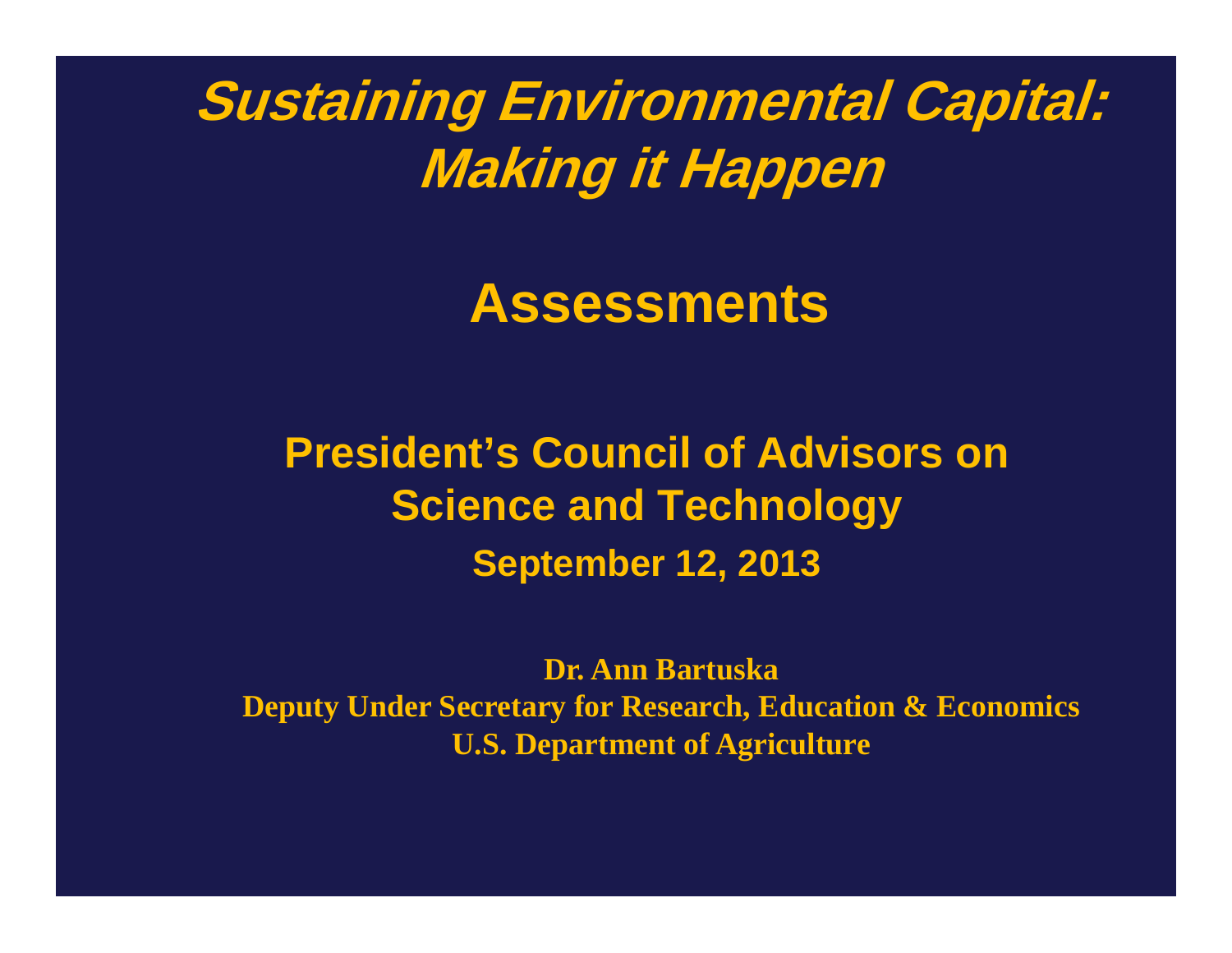# Sustaining Environmental Capital: Making it Happen

## Assessments

**President's Council of Advisors on Science and Technology**

**September 12, 2013**

**Dr. Ann Bartuska**
**Deputy Under Secretary for Research, Education & Economics**
**U.S. Department of Agriculture**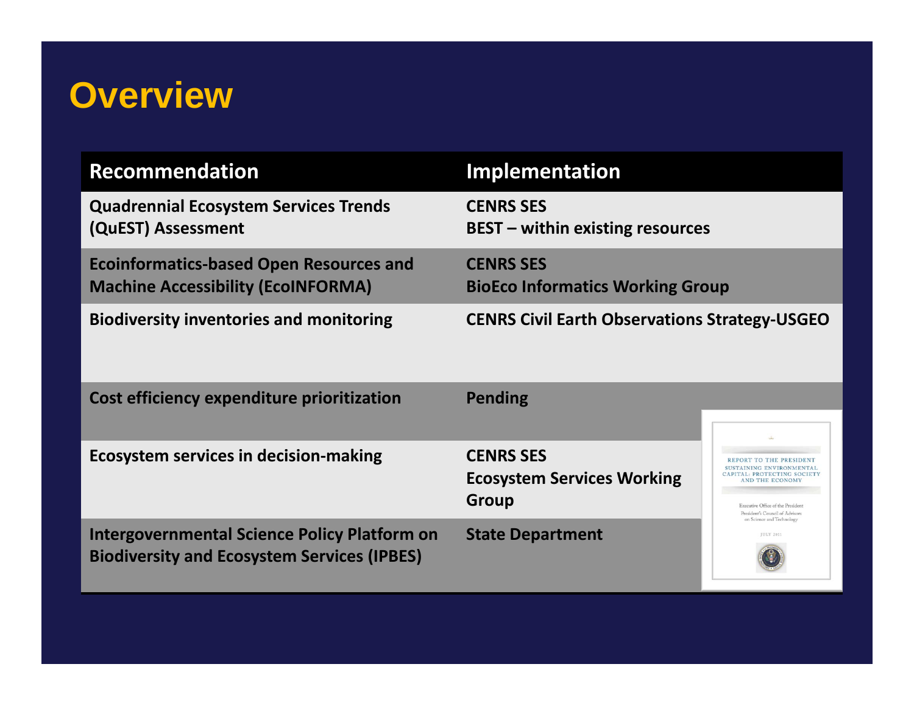# Overview

| Recommendation | Implementation |
| --- | --- |
| Quadrennial Ecosystem Services Trends (QuEST) Assessment | CENRS SES<br>BEST – within existing resources |
| Ecoinformatics-based Open Resources and Machine Accessibility (EcoINFORMA) | CENRS SES<br>BioEco Informatics Working Group |
| Biodiversity inventories and monitoring | CENRS Civil Earth Observations Strategy-USGEO |
| Cost efficiency expenditure prioritization | Pending |
| Ecosystem services in decision-making | CENRS SES<br>Ecosystem Services Working Group |
| Intergovernmental Science Policy Platform on Biodiversity and Ecosystem Services (IPBES) | State Department |

REPORT TO THE PRESIDENT
SUSTAINING ENVIRONMENTAL CAPITAL: PROTECTING SOCIETY AND THE ECONOMY

Executive Office of the President
President's Council of Advisors on Science and Technology

JULY 2011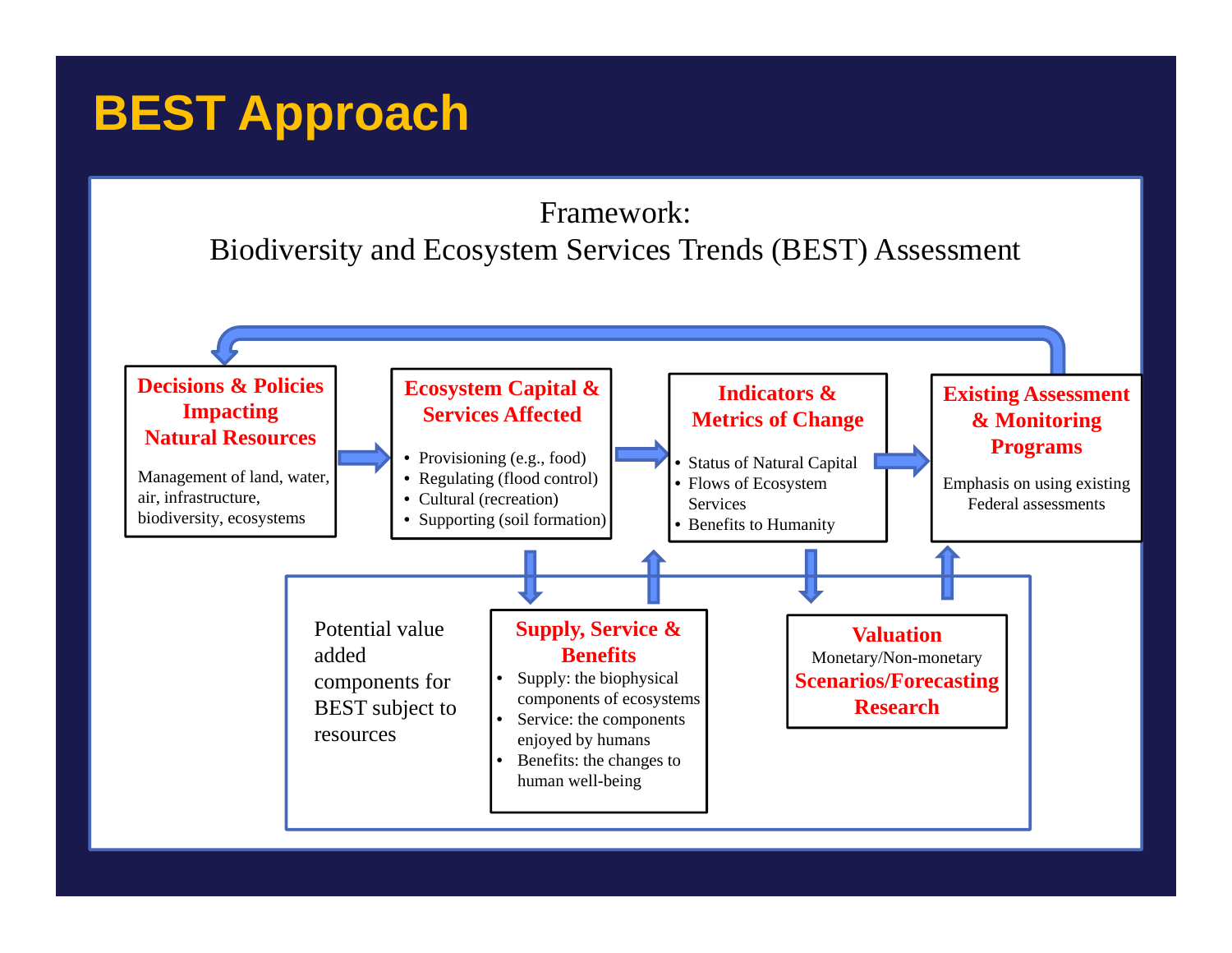# BEST Approach

Framework:
Biodiversity and Ecosystem Services Trends (BEST) Assessment

**Decisions & Policies Impacting Natural Resources**

Management of land, water, air, infrastructure, biodiversity, ecosystems

**Ecosystem Capital & Services Affected**

- Provisioning (e.g., food)
- Regulating (flood control)
- Cultural (recreation)
- Supporting (soil formation)

**Indicators & Metrics of Change**

- Status of Natural Capital
- Flows of Ecosystem Services
- Benefits to Humanity

**Existing Assessment & Monitoring Programs**

Emphasis on using existing Federal assessments

Potential value added components for BEST subject to resources

**Supply, Service & Benefits**

- Supply: the biophysical components of ecosystems
- Service: the components enjoyed by humans
- Benefits: the changes to human well-being

**Valuation**

Monetary/Non-monetary

**Scenarios/Forecasting**

**Research**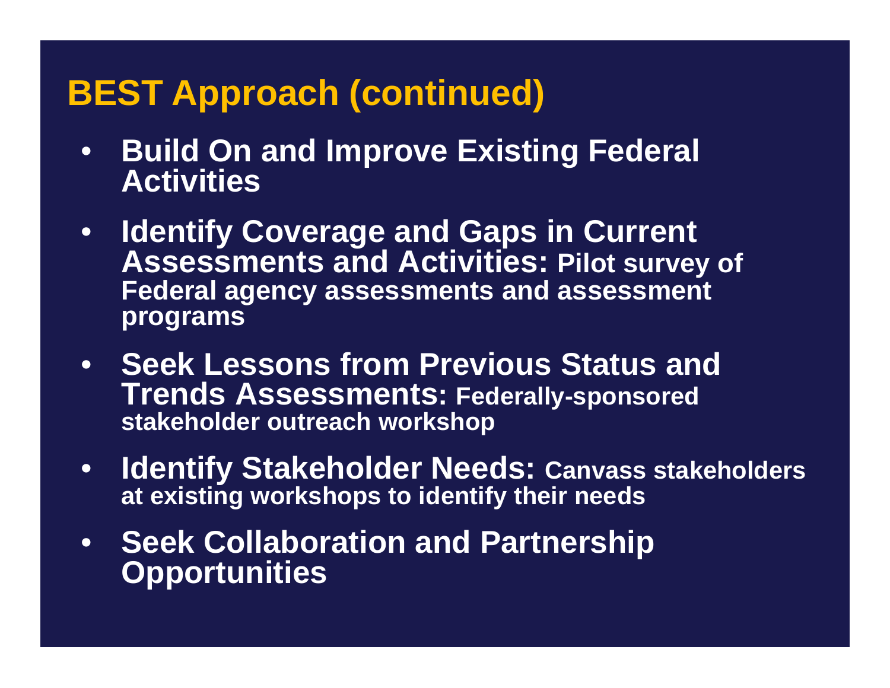# BEST Approach (continued)

- **Build On and Improve Existing Federal Activities**
- **Identify Coverage and Gaps in Current Assessments and Activities: Pilot survey of Federal agency assessments and assessment programs**
- **Seek Lessons from Previous Status and Trends Assessments: Federally-sponsored stakeholder outreach workshop**
- **Identify Stakeholder Needs: Canvass stakeholders at existing workshops to identify their needs**
- **Seek Collaboration and Partnership Opportunities**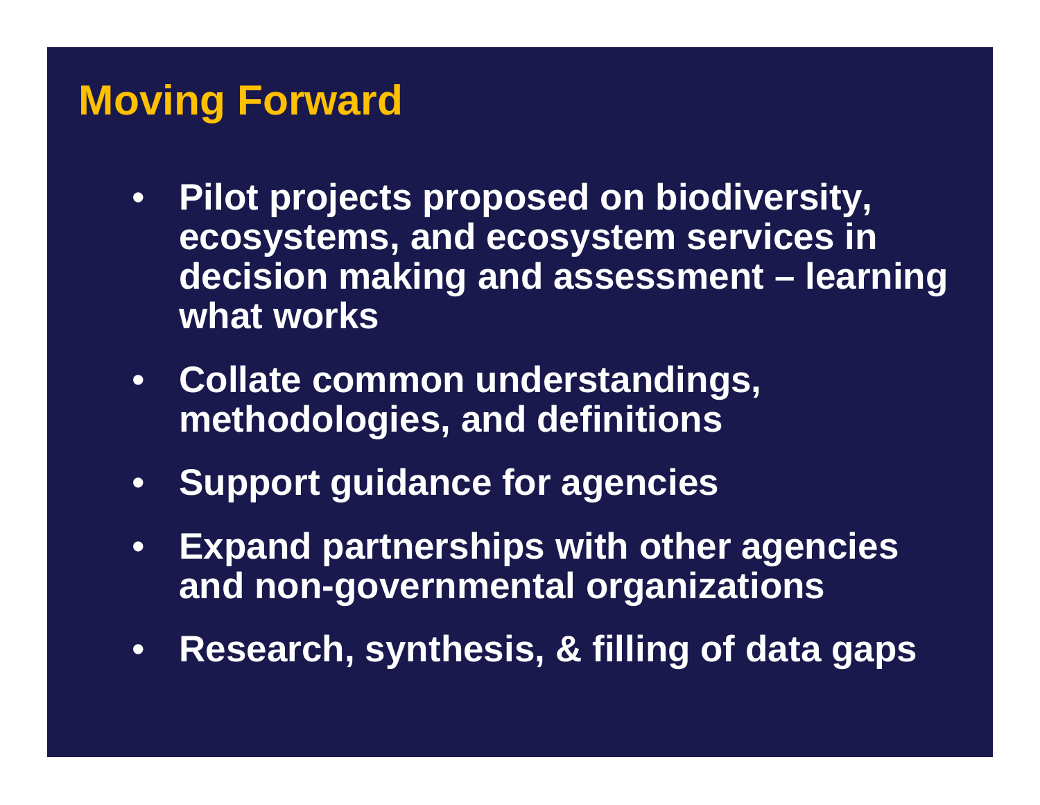# Moving Forward

- Pilot projects proposed on biodiversity, ecosystems, and ecosystem services in decision making and assessment – learning what works
- Collate common understandings, methodologies, and definitions
- Support guidance for agencies
- Expand partnerships with other agencies and non-governmental organizations
- Research, synthesis, & filling of data gaps